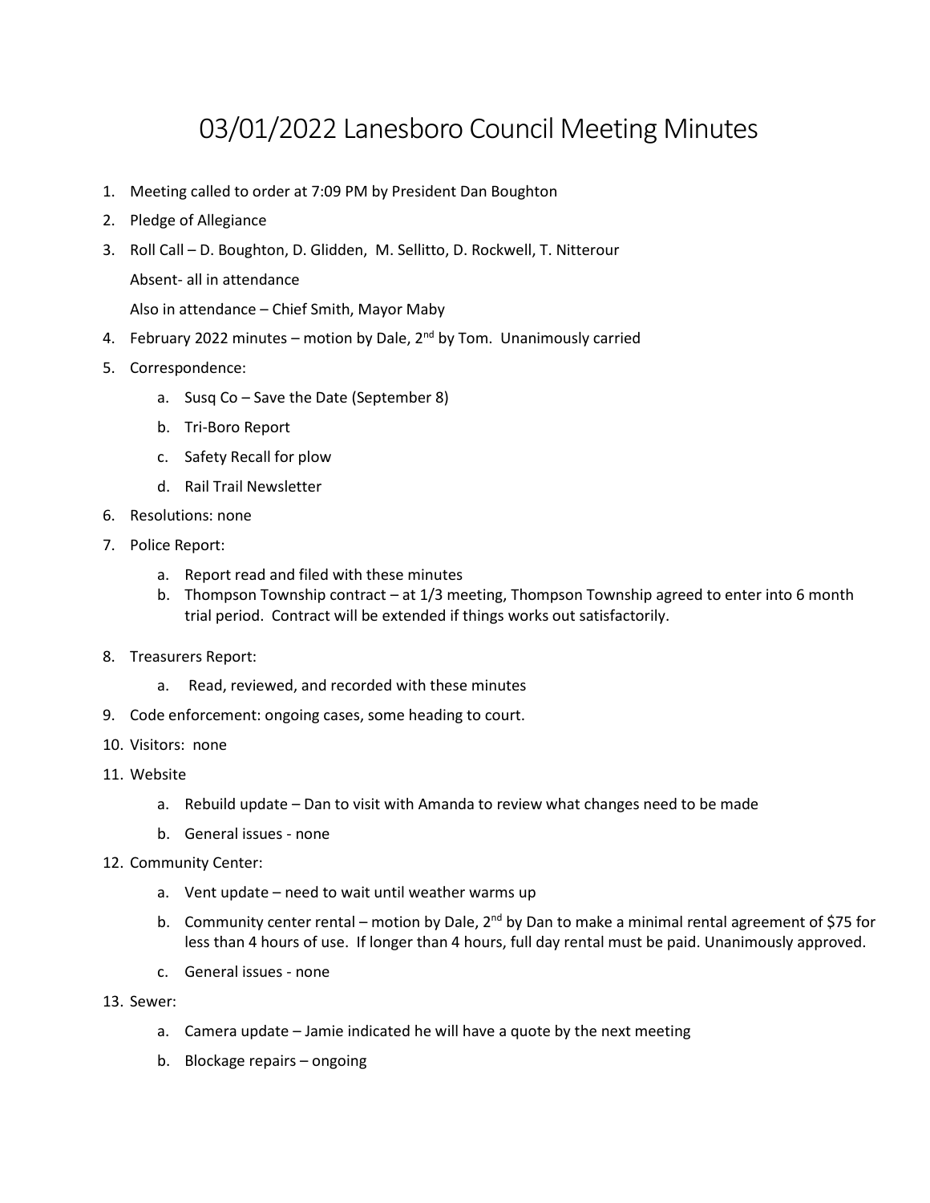# 03/01/2022 Lanesboro Council Meeting Minutes

1. Meeting called to order at 7:09 PM by President Dan Boughton
2. Pledge of Allegiance
3. Roll Call – D. Boughton, D. Glidden, M. Sellitto, D. Rockwell, T. Nitterour

   Absent- all in attendance

   Also in attendance – Chief Smith, Mayor Maby
4. February 2022 minutes – motion by Dale, 2nd by Tom. Unanimously carried
5. Correspondence:
   a. Susq Co – Save the Date (September 8)
   b. Tri-Boro Report
   c. Safety Recall for plow
   d. Rail Trail Newsletter
6. Resolutions: none
7. Police Report:
   a. Report read and filed with these minutes
   b. Thompson Township contract – at 1/3 meeting, Thompson Township agreed to enter into 6 month trial period. Contract will be extended if things works out satisfactorily.
8. Treasurers Report:
   a. Read, reviewed, and recorded with these minutes
9. Code enforcement: ongoing cases, some heading to court.
10. Visitors: none
11. Website
    a. Rebuild update – Dan to visit with Amanda to review what changes need to be made
    b. General issues - none
12. Community Center:
    a. Vent update – need to wait until weather warms up
    b. Community center rental – motion by Dale, 2nd by Dan to make a minimal rental agreement of $75 for less than 4 hours of use. If longer than 4 hours, full day rental must be paid. Unanimously approved.
    c. General issues - none
13. Sewer:
    a. Camera update – Jamie indicated he will have a quote by the next meeting
    b. Blockage repairs – ongoing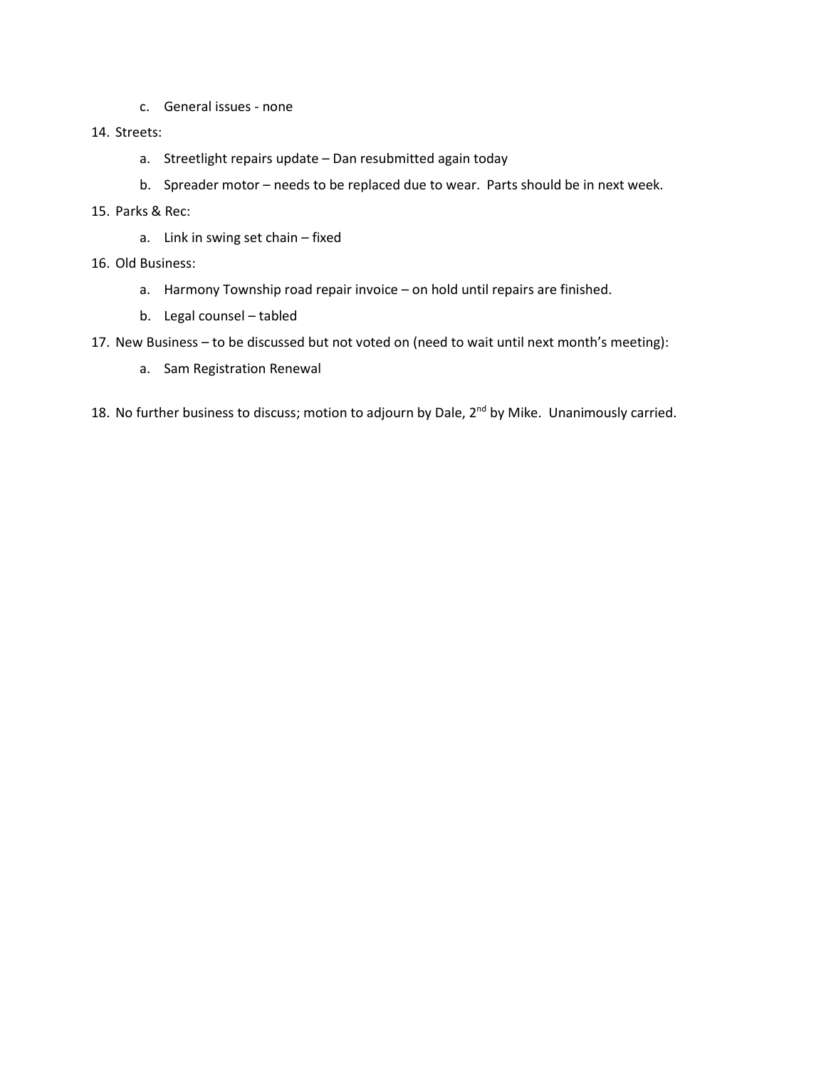c. General issues - none

14. Streets:
   a. Streetlight repairs update – Dan resubmitted again today
   b. Spreader motor – needs to be replaced due to wear. Parts should be in next week.
15. Parks & Rec:
   a. Link in swing set chain – fixed
16. Old Business:
   a. Harmony Township road repair invoice – on hold until repairs are finished.
   b. Legal counsel – tabled
17. New Business – to be discussed but not voted on (need to wait until next month's meeting):
   a. Sam Registration Renewal

18. No further business to discuss; motion to adjourn by Dale, 2nd by Mike. Unanimously carried.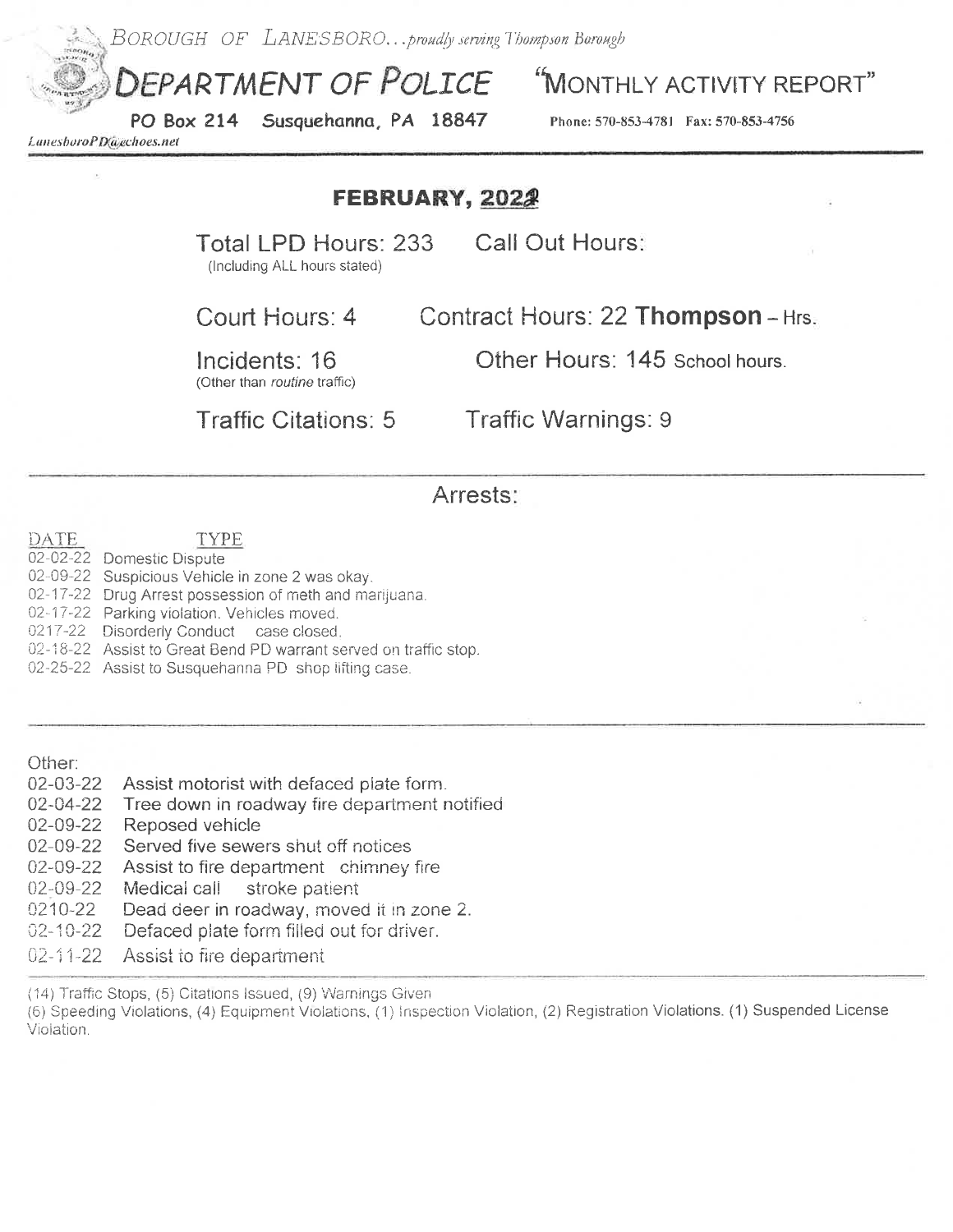*Borough of Lanesboro...proudly serving Thompson Borough*

# Department of Police "Monthly Activity Report"

**PO Box 214 Susquehanna, PA 18847** Phone: 570-853-4781 Fax: 570-853-4756

*LanesboroPD@echoes.net*

## FEBRUARY, 2022

Total LPD Hours: 233 (Including ALL hours stated)

Call Out Hours:

Court Hours: 4

Contract Hours: 22 **Thompson** – Hrs.

Incidents: 16 (Other than *routine* traffic)

Other Hours: 145 School hours.

Traffic Citations: 5

Traffic Warnings: 9

## Arrests:

| DATE | TYPE |
|---|---|
| 02-02-22 | Domestic Dispute |
| 02-09-22 | Suspicious Vehicle in zone 2 was okay. |
| 02-17-22 | Drug Arrest possession of meth and marijuana. |
| 02-17-22 | Parking violation. Vehicles moved. |
| 0217-22 | Disorderly Conduct case closed. |
| 02-18-22 | Assist to Great Bend PD warrant served on traffic stop. |
| 02-25-22 | Assist to Susquehanna PD shop lifting case. |

Other:

02-03-22 Assist motorist with defaced plate form.
02-04-22 Tree down in roadway fire department notified
02-09-22 Reposed vehicle
02-09-22 Served five sewers shut off notices
02-09-22 Assist to fire department chimney fire
02-09-22 Medical call stroke patient
0210-22 Dead deer in roadway, moved it in zone 2.
02-10-22 Defaced plate form filled out for driver.
02-11-22 Assist to fire department

(14) Traffic Stops, (5) Citations Issued, (9) Warnings Given
(6) Speeding Violations, (4) Equipment Violations, (1) Inspection Violation, (2) Registration Violations. (1) Suspended License Violation.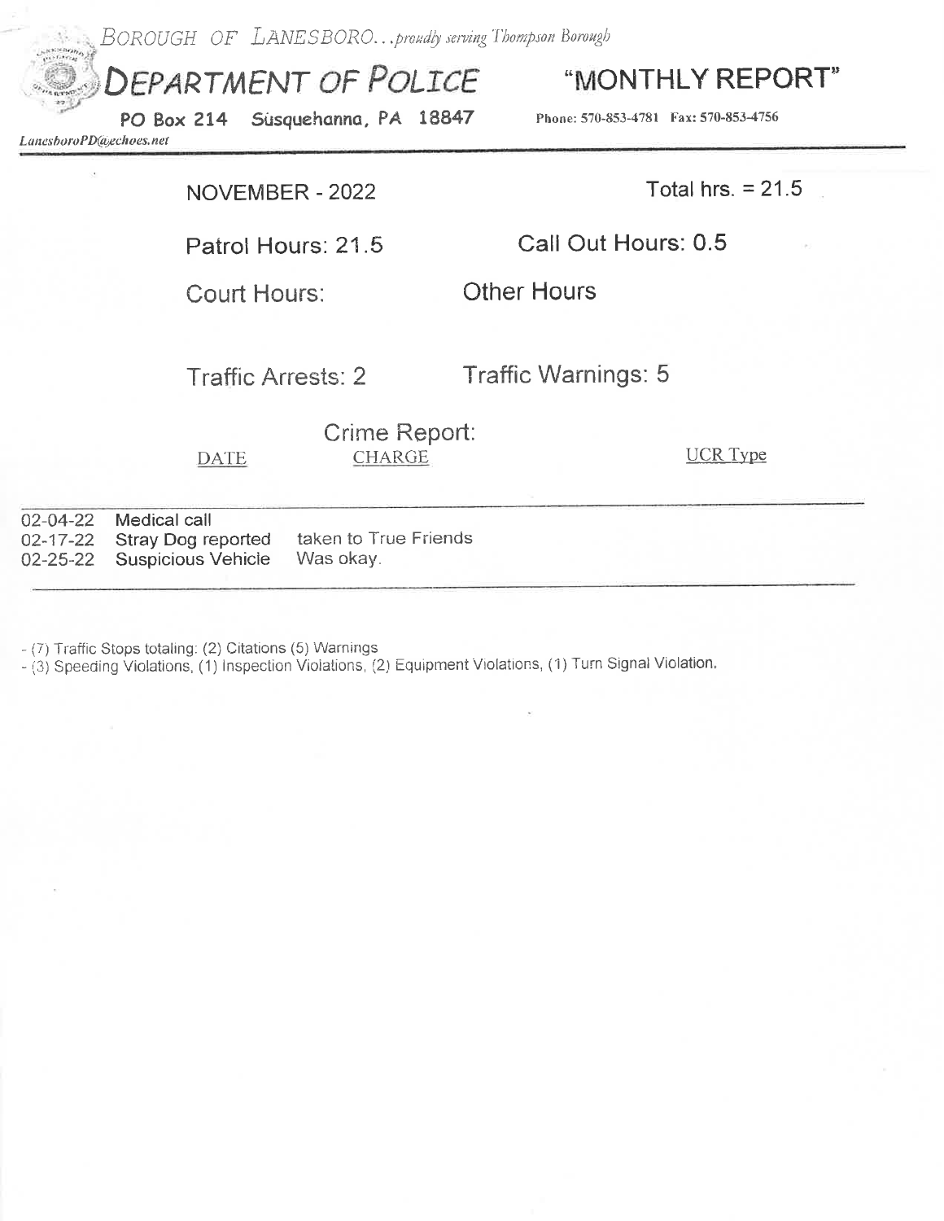*BOROUGH OF LANESBORO...proudly serving Thompson Borough*

# DEPARTMENT OF POLICE

## "MONTHLY REPORT"

**PO Box 214 Susquehanna, PA 18847**

**Phone: 570-853-4781 Fax: 570-853-4756**

*LanesboroPD@echoes.net*

NOVEMBER - 2022

Total hrs. = 21.5

Patrol Hours: 21.5

Call Out Hours: 0.5

Court Hours:

Other Hours

Traffic Arrests: 2

Traffic Warnings: 5

Crime Report:

| DATE | CHARGE | | UCR Type |
|---|---|---|---|
| 02-04-22 | Medical call | | |
| 02-17-22 | Stray Dog reported | taken to True Friends | |
| 02-25-22 | Suspicious Vehicle | Was okay. | |

- (7) Traffic Stops totaling: (2) Citations (5) Warnings
- (3) Speeding Violations, (1) Inspection Violations, (2) Equipment Violations, (1) Turn Signal Violation.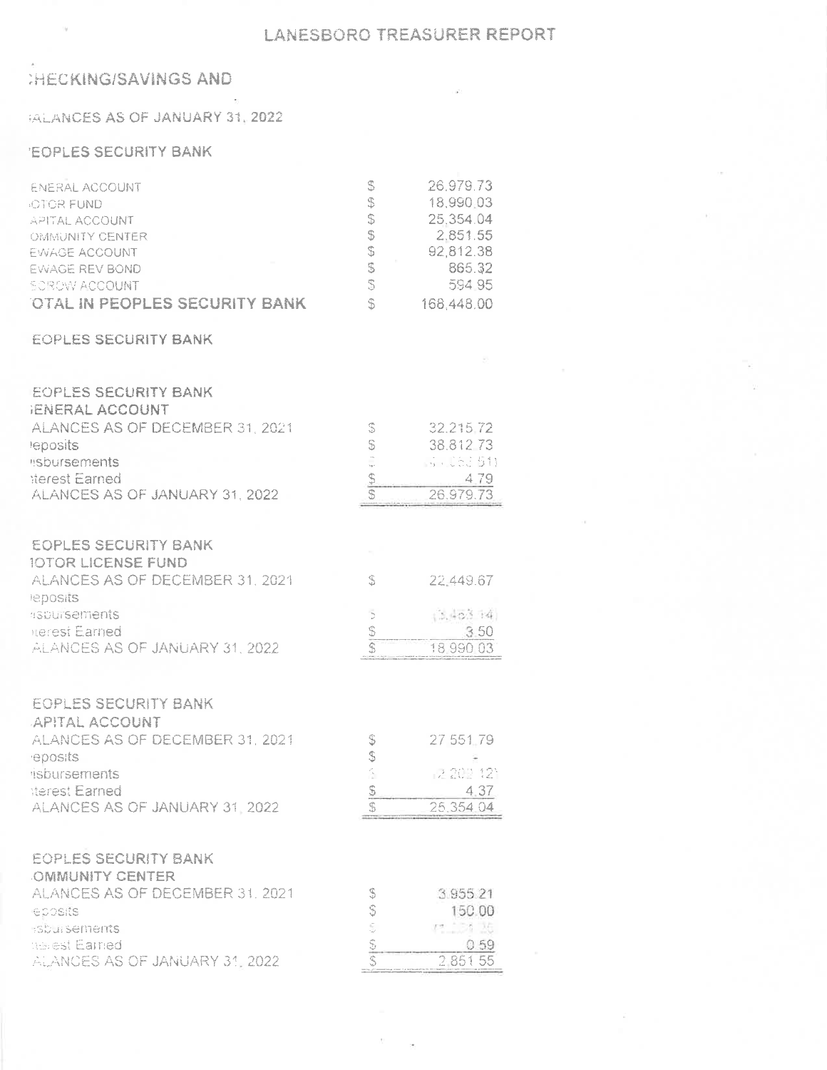# LANESBORO TREASURER REPORT

## :HECKING/SAVINGS AND

### ALANCES AS OF JANUARY 31, 2022

### 'EOPLES SECURITY BANK

| | | |
|---|---|---|
| ENERAL ACCOUNT | $ | 26,979.73 |
| OTOR FUND | $ | 18,990.03 |
| APITAL ACCOUNT | $ | 25,354.04 |
| OMMUNITY CENTER | $ | 2,851.55 |
| EWAGE ACCOUNT | $ | 92,812.38 |
| EWAGE REV BOND | $ | 865.32 |
| SCROW ACCOUNT | $ | 594.95 |
| **'OTAL IN PEOPLES SECURITY BANK** | $ | 168,448.00 |

### EOPLES SECURITY BANK

### EOPLES SECURITY BANK
### ;ENERAL ACCOUNT

| | | |
|---|---|---|
| ALANCES AS OF DECEMBER 31, 2021 | $ | 32,215.72 |
| 'eposits | $ | 38,812.73 |
| isbursements | $ | (44,053.51) |
| iterest Earned | $ | 4.79 |
| ALANCES AS OF JANUARY 31, 2022 | $ | 26,979.73 |

### EOPLES SECURITY BANK
### 1OTOR LICENSE FUND

| | | |
|---|---|---|
| ALANCES AS OF DECEMBER 31, 2021 | $ | 22,449.67 |
| 'eposits | | |
| isbursements | $ | (3,463.14) |
| iterest Earned | $ | 3.50 |
| ALANCES AS OF JANUARY 31, 2022 | $ | 18,990.03 |

### EOPLES SECURITY BANK
### APITAL ACCOUNT

| | | |
|---|---|---|
| ALANCES AS OF DECEMBER 31, 2021 | $ | 27,551.79 |
| 'eposits | $ | - |
| isbursements | $ | (2,202.12) |
| iterest Earned | $ | 4.37 |
| ALANCES AS OF JANUARY 31, 2022 | $ | 25,354.04 |

### EOPLES SECURITY BANK
### OMMUNITY CENTER

| | | |
|---|---|---|
| ALANCES AS OF DECEMBER 31, 2021 | $ | 3,955.21 |
| eposits | $ | 150.00 |
| isbursements | $ | (1,254.25) |
| iterest Earned | $ | 0.59 |
| ALANCES AS OF JANUARY 31, 2022 | $ | 2,851.55 |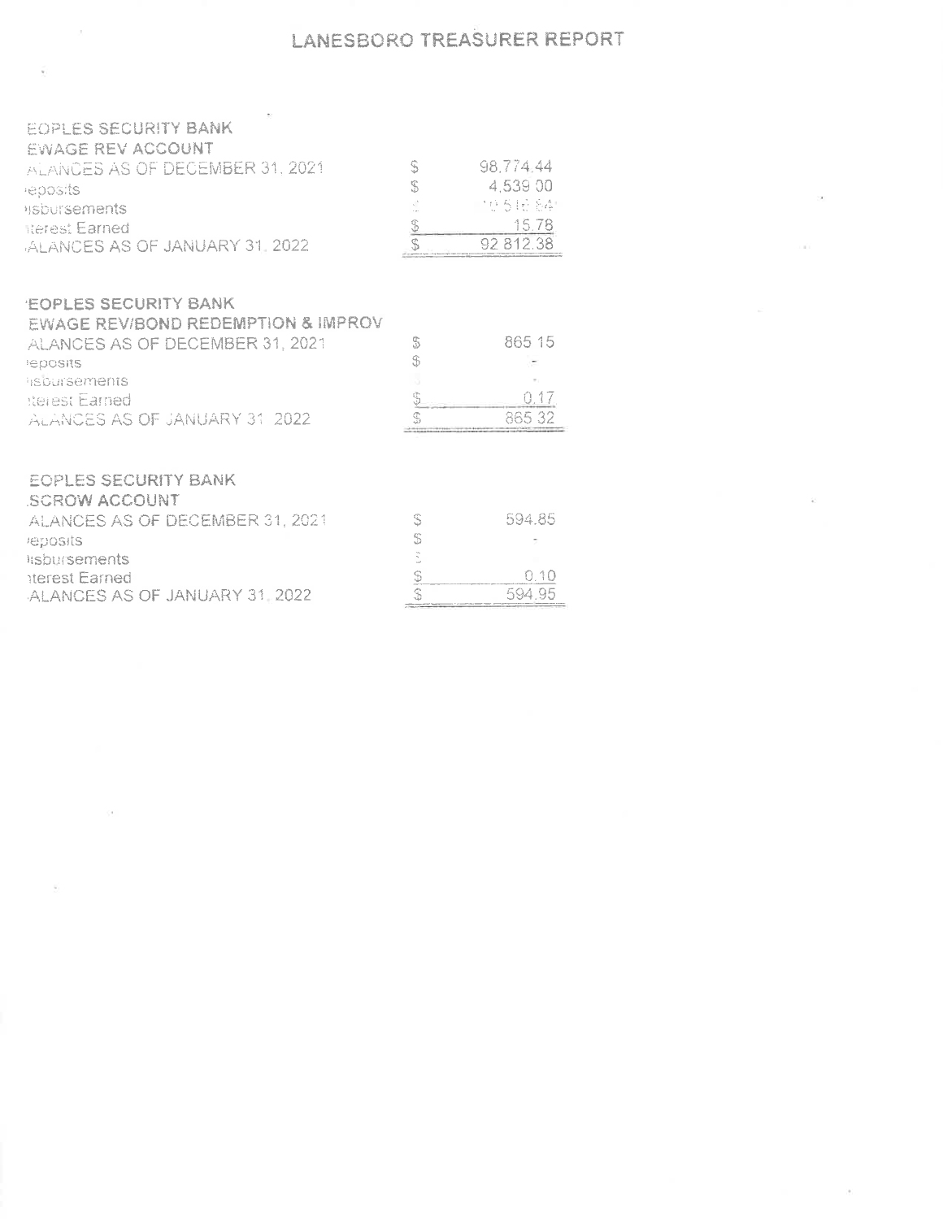# LANESBORO TREASURER REPORT

| EOPLES SECURITY BANK | | |
| --- | --- | --- |
| EWAGE REV ACCOUNT | | |
| ALANCES AS OF DECEMBER 31, 2021 | $ | 98,774.44 |
| eposits | $ | 4,539.00 |
| isbursements | $ | 10,516.84 |
| terest Earned | $ | 15.78 |
| ALANCES AS OF JANUARY 31, 2022 | $ | 92,812.38 |

| EOPLES SECURITY BANK | | |
| --- | --- | --- |
| EWAGE REV/BOND REDEMPTION & IMPROV | | |
| ALANCES AS OF DECEMBER 31, 2021 | $ | 865.15 |
| eposits | $ | - |
| isbursements | $ | - |
| terest Earned | $ | 0.17 |
| ALANCES AS OF JANUARY 31, 2022 | $ | 865.32 |

| EOPLES SECURITY BANK | | |
| --- | --- | --- |
| SCROW ACCOUNT | | |
| ALANCES AS OF DECEMBER 31, 2021 | $ | 594.85 |
| eposits | $ | - |
| isbursements | $ | |
| terest Earned | $ | 0.10 |
| ALANCES AS OF JANUARY 31, 2022 | $ | 594.95 |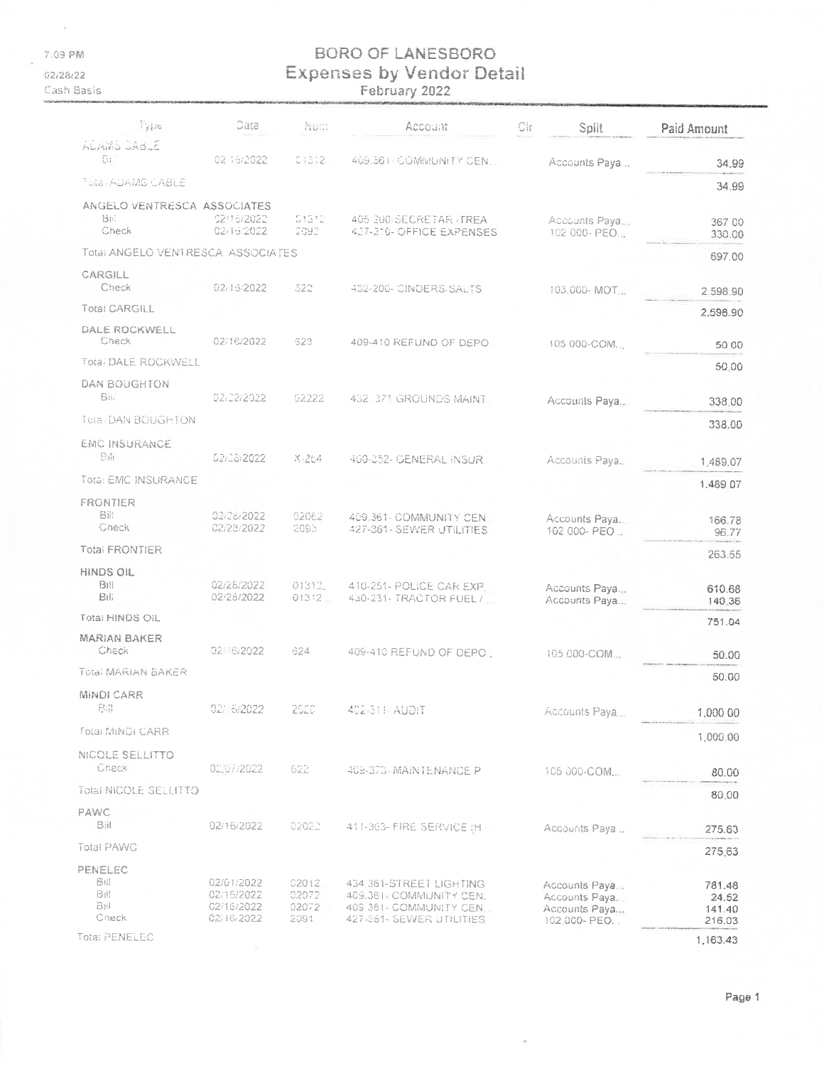7:09 PM
02/28/22
Cash Basis

# BORO OF LANESBORO
## Expenses by Vendor Detail
### February 2022

| Type | Date | Num | Account | Clr | Split | Paid Amount |
|---|---|---|---|---|---|---|
| ADAMS CABLE | | | | | | |
| Bill | 02/16/2022 | 01312 | 409.361- COMMUNITY CEN... | | Accounts Paya ... | 34.99 |
| Total ADAMS CABLE | | | | | | 34.99 |
| ANGELO VENTRESCA ASSOCIATES | | | | | | |
| Bill | 02/16/2022 | 01312 | 405 200 SECRETAR -TREA | | Accounts Paya... | 367.00 |
| Check | 02/16/2022 | 2092 | 427-210- OFFICE EXPENSES | | 102 000- PEO... | 330.00 |
| Total ANGELO VENTRESCA ASSOCIATES | | | | | | 697.00 |
| CARGILL | | | | | | |
| Check | 02/16/2022 | 522 | 432-200- CINDERS.SALTS | | 103.000- MOT... | 2,598.90 |
| Total CARGILL | | | | | | 2,598.90 |
| DALE ROCKWELL | | | | | | |
| Check | 02/16/2022 | 623 | 409-410 REFUND OF DEPO... | | 105 000-COM... | 50.00 |
| Total DALE ROCKWELL | | | | | | 50.00 |
| DAN BOUGHTON | | | | | | |
| Bill | 02/22/2022 | 02222 | 452 371 GROUNDS MAINT... | | Accounts Paya... | 338.00 |
| Total DAN BOUGHTON | | | | | | 338.00 |
| EMC INSURANCE | | | | | | |
| Bill | 02/26/2022 | X-264 | 400-352- GENERAL INSUR... | | Accounts Paya... | 1,489.07 |
| Total EMC INSURANCE | | | | | | 1,489.07 |
| FRONTIER | | | | | | |
| Bill | 02/28/2022 | 02062 | 409.361- COMMUNITY CEN... | | Accounts Paya... | 166.78 |
| Check | 02/28/2022 | 2093 | 427-361- SEWER UTILITIES | | 102 000- PEO ... | 96.77 |
| Total FRONTIER | | | | | | 263.55 |
| HINDS OIL | | | | | | |
| Bill | 02/26/2022 | 01312 | 410-251- POLICE CAR EXP... | | Accounts Paya... | 610.68 |
| Bill | 02/28/2022 | 01312 | 430-231- TRACTOR FUEL / ... | | Accounts Paya... | 140.36 |
| Total HINDS OIL | | | | | | 751.04 |
| MARIAN BAKER | | | | | | |
| Check | 02/16/2022 | 624 | 409-410 REFUND OF DEPO... | | 105 000-COM... | 50.00 |
| Total MARIAN BAKER | | | | | | 50.00 |
| MINDI CARR | | | | | | |
| Bill | 02/16/2022 | 2020 | 402-311- AUDIT | | Accounts Paya... | 1,000.00 |
| Total MINDI CARR | | | | | | 1,000.00 |
| NICOLE SELLITTO | | | | | | |
| Check | 02/07/2022 | 622 | 409-373- MAINTENANCE P... | | 105 000-COM... | 80.00 |
| Total NICOLE SELLITTO | | | | | | 80.00 |
| PAWC | | | | | | |
| Bill | 02/16/2022 | 02022 | 411-363- FIRE SERVICE (H... | | Accounts Paya ... | 275.63 |
| Total PAWC | | | | | | 275.63 |
| PENELEC | | | | | | |
| Bill | 02/01/2022 | 02012 | 434 361-STREET LIGHTING | | Accounts Paya... | 781.48 |
| Bill | 02/16/2022 | 02072 | 409.361- COMMUNITY CEN... | | Accounts Paya... | 24.52 |
| Bill | 02/16/2022 | 02072 | 409 361- COMMUNITY CEN... | | Accounts Paya... | 141.40 |
| Check | 02/16/2022 | 2091 | 427-361- SEWER UTILITIES | | 102 000- PEO... | 216.03 |
| Total PENELEC | | | | | | 1,163.43 |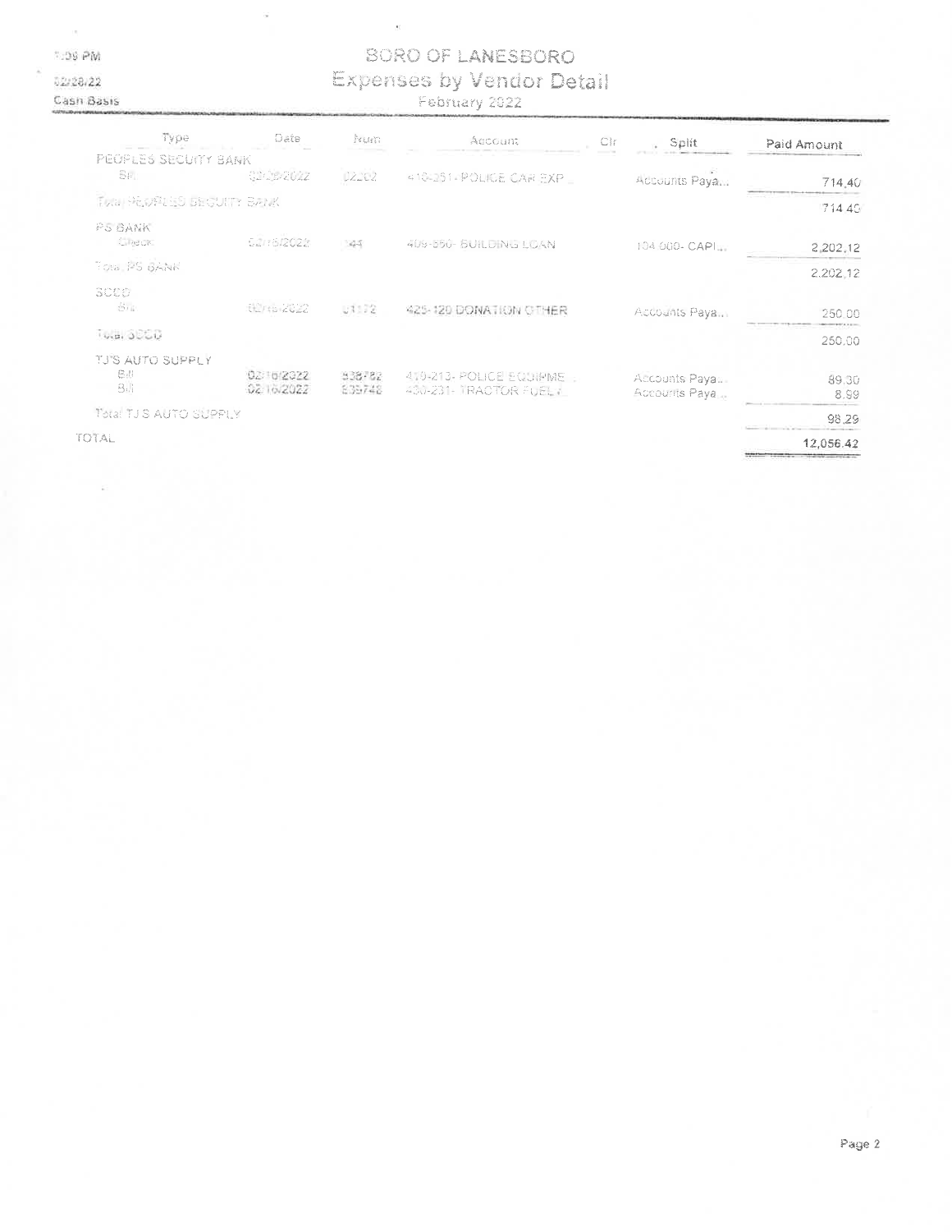1:09 PM
02/28/22
Cash Basis

# BORO OF LANESBORO
## Expenses by Vendor Detail
February 2022

| Type | Date | Num | Account | Clr | Split | Paid Amount |
|---|---|---|---|---|---|---|
| PEOPLES SECURITY BANK | | | | | | |
| Bill | 02/28/2022 | 02202 | 410-351- POLICE CAR EXP... | | Accounts Paya... | 714.40 |
| Total PEOPLES SECURITY BANK | | | | | | 714.40 |
| PS BANK | | | | | | |
| Check | 02/15/2022 | 344 | 409-550- BUILDING LOAN | | 104.000- CAPI... | 2,202.12 |
| Total PS BANK | | | | | | 2,202.12 |
| SCCD | | | | | | |
| Bill | 02/16/2022 | 01172 | 425-120 DONATION OTHER | | Accounts Paya... | 250.00 |
| Total SCCD | | | | | | 250.00 |
| TJ'S AUTO SUPPLY | | | | | | |
| Bill | 02/16/2022 | 838782 | 410-213- POLICE EQUIPME... | | Accounts Paya... | 89.30 |
| Bill | 02/16/2022 | 839748 | 430-231- TRACTOR FUEL/... | | Accounts Paya... | 8.99 |
| Total TJ'S AUTO SUPPLY | | | | | | 98.29 |
| TOTAL | | | | | | 12,056.42 |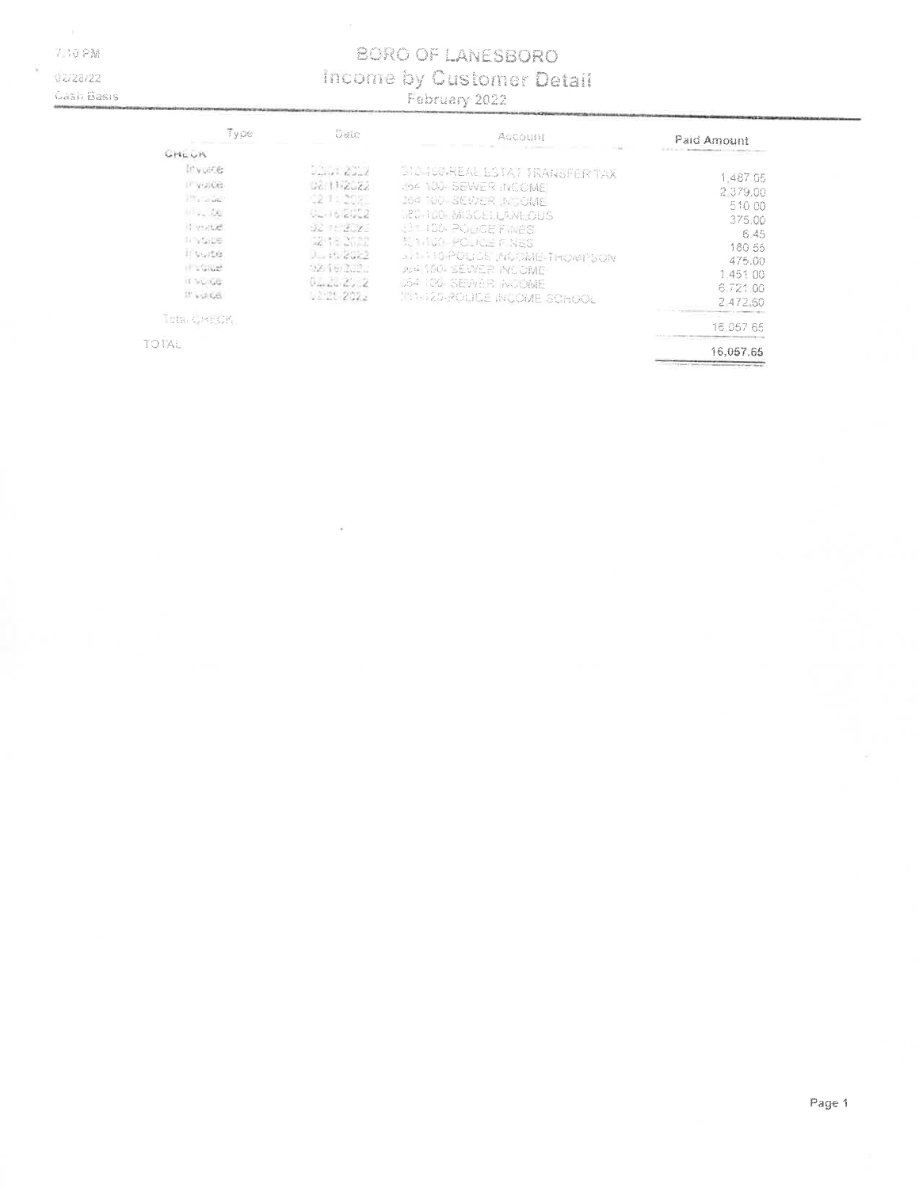7:10 PM

02/28/22

Cash Basis

# BORO OF LANESBORO
## Income by Customer Detail
### February 2022

| Type | Date | Account | Paid Amount |
|---|---|---|---|
| CHECK | | | |
| Invoice | 02/01/2022 | 310-100-REAL ESTAT TRANSFER TAX | 1,487.05 |
| Invoice | 02/11/2022 | 364-100- SEWER INCOME | 2,379.00 |
| Invoice | 02/11/2022 | 364-100- SEWER INCOME | 510.00 |
| Invoice | 02/16/2022 | 380-100- MISCELLANEOUS | 375.00 |
| Invoice | 02/16/2022 | 331-100- POLICE FINES | 6.45 |
| Invoice | 02/16/2022 | 331-100- POLICE FINES | 180.55 |
| Invoice | 02/16/2022 | 331-110-POLICE INCOME-THOMPSON | 475.00 |
| Invoice | 02/16/2022 | 364-100- SEWER INCOME | 1,451.00 |
| Invoice | 02/28/2022 | 364-100- SEWER INCOME | 6,721.00 |
| Invoice | 02/28/2022 | 331-120-POLICE INCOME SCHOOL | 2,472.60 |
| Total CHECK | | | 16,057.65 |
| TOTAL | | | 16,057.65 |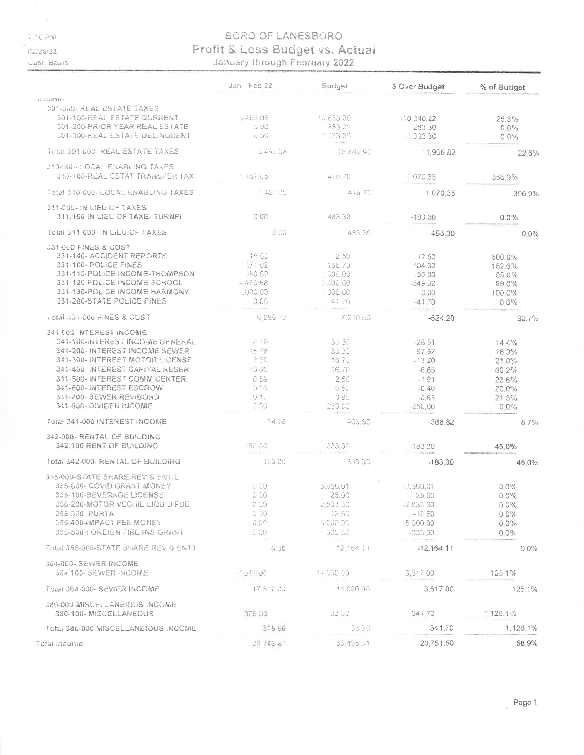7:16 PM
02/28/22
Cash Basis

# BORO OF LANESBORO
## Profit & Loss Budget vs. Actual
### January through February 2022

| | Jan - Feb 22 | Budget | $ Over Budget | % of Budget |
|---|---|---|---|---|
| Income | | | | |
| 301-000- REAL ESTATE TAXES | | | | |
| 301-100-REAL ESTATE CURRENT | 3,493.08 | 13,833.30 | -10,340.22 | 25.3% |
| 301-200-PRIOR YEAR REAL ESTATE | 0.00 | 283.30 | -283.30 | 0.0% |
| 301-300-REAL ESTATE DELINQUENT | 0.00 | 1,333.30 | -1,333.30 | 0.0% |
| Total 301-000- REAL ESTATE TAXES | 3,493.08 | 15,449.90 | -11,956.82 | 22.6% |
| 310-000- LOCAL ENABLING TAXES | | | | |
| 310-100-REAL ESTAT TRANSFER TAX | 1,487.05 | 416.70 | 1,070.35 | 356.9% |
| Total 310-000- LOCAL ENABLING TAXES | 1,487.05 | 416.70 | 1,070.35 | 356.9% |
| 311-000- IN LIEU OF TAXES | | | | |
| 311.100-IN LIEU OF TAXE- TURNPI | 0.00 | 483.30 | -483.30 | 0.0% |
| Total 311-000- IN LIEU OF TAXES | 0.00 | 483.30 | -483.30 | 0.0% |
| 331-000 FINES & COST | | | | |
| 331-140- ACCIDENT REPORTS | 15.00 | 2.50 | 12.50 | 600.0% |
| 331-100- POLICE FINES | 271.02 | 166.70 | 104.32 | 162.6% |
| 331-110-POLICE INCOME-THOMPSON | 950.00 | 1,000.00 | -50.00 | 95.0% |
| 331-120-POLICE INCOME SCHOOL | 4,450.68 | 5,000.00 | -549.32 | 89.0% |
| 331-130-POLICE INCOME HARMONY | 1,000.00 | 1,000.00 | 0.00 | 100.0% |
| 331-200-STATE POLICE FINES | 0.00 | 41.70 | -41.70 | 0.0% |
| Total 331-000 FINES & COST | 6,686.70 | 7,210.90 | -524.20 | 92.7% |
| 341-000 INTEREST INCOME | | | | |
| 341-100-INTEREST INCOME GENERAL | 4.79 | 33.30 | -28.51 | 14.4% |
| 341-200- INTEREST INCOME SEWER | 15.78 | 83.30 | -67.52 | 18.9% |
| 341-300- INTEREST MOTOR LICENSE | 3.50 | 16.70 | -13.20 | 21.0% |
| 341-400- INTEREST CAPITAL RESER | 10.05 | 16.70 | -6.65 | 60.2% |
| 341-500- INTEREST COMM CENTER | 0.59 | 2.50 | -1.91 | 23.6% |
| 341-600- INTEREST ESCROW | 0.10 | 0.50 | -0.40 | 20.0% |
| 341-700- SEWER REV/BOND | 0.17 | 0.80 | -0.63 | 21.3% |
| 341-800- DIVIDEN INCOME | 0.00 | 250.00 | -250.00 | 0.0% |
| Total 341-000 INTEREST INCOME | 34.98 | 403.80 | -368.82 | 8.7% |
| 342-000- RENTAL OF BUILDING | | | | |
| 342.100 RENT OF BUILDING | 150.00 | 333.30 | -183.30 | 45.0% |
| Total 342-000- RENTAL OF BUILDING | 150.00 | 333.30 | -183.30 | 45.0% |
| 355-000-STATE SHARE REV & ENTIL | | | | |
| 355-600- COVID GRANT MONEY | 0.00 | 3,960.01 | -3,960.01 | 0.0% |
| 355-100-BEVERAGE LICENSE | 0.00 | 25.00 | -25.00 | 0.0% |
| 355-200-MOTOR VECHIL LIQUID FUE | 0.00 | 2,833.30 | -2,833.30 | 0.0% |
| 355-300- PURTA | 0.00 | 12.50 | -12.50 | 0.0% |
| 355.400-IMPACT FEE MONEY | 0.00 | 5,000.00 | -5,000.00 | 0.0% |
| 355-500-FOREIGN FIRE INS GRANT | 0.00 | 333.30 | -333.30 | 0.0% |
| Total 355-000-STATE SHARE REV & ENTIL | 0.00 | 12,164.11 | -12,164.11 | 0.0% |
| 364-000- SEWER INCOME | | | | |
| 364.100- SEWER INCOME | 17,517.00 | 14,000.00 | 3,517.00 | 125.1% |
| Total 364-000- SEWER INCOME | 17,517.00 | 14,000.00 | 3,517.00 | 125.1% |
| 380-000 MISCELLANEIOUS INCOME | | | | |
| 380-100- MISCELLANEOUS | 375.00 | 33.30 | 341.70 | 1,126.1% |
| Total 380-000 MISCELLANEIOUS INCOME | 375.00 | 33.30 | 341.70 | 1,126.1% |
| Total Income | 29,743.81 | 50,495.31 | -20,751.50 | 58.9% |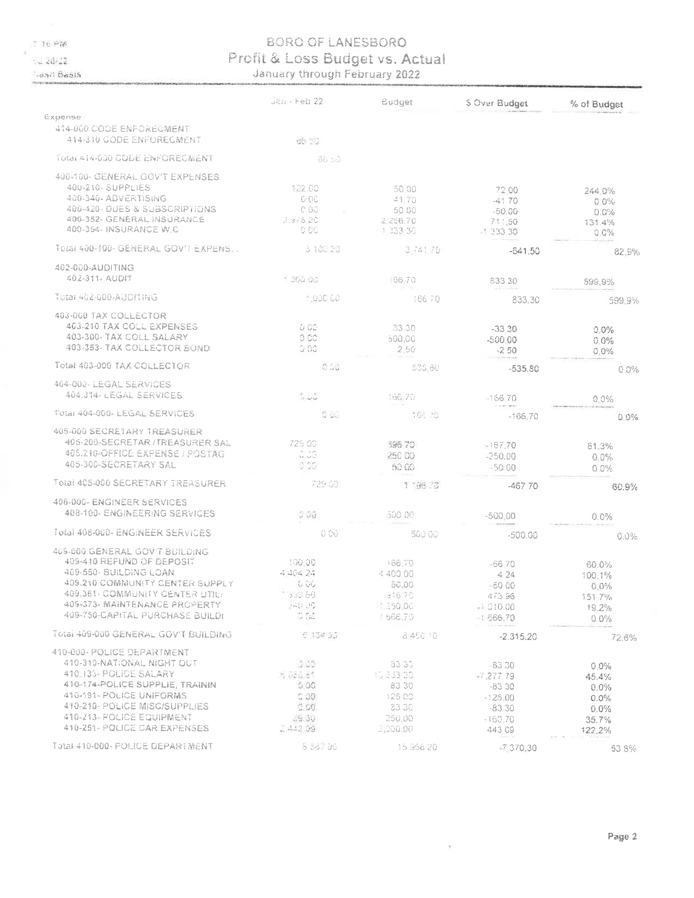# BORO OF LANESBORO

## Profit & Loss Budget vs. Actual

### January through February 2022

7:16 PM
03/20/22
Cash Basis

| | Jan - Feb 22 | Budget | $ Over Budget | % of Budget |
|---|---|---|---|---|
| **Expense** | | | | |
| 414-000 CODE ENFORECMENT | | | | |
| 414-310 CODE ENFORECMENT | 86.50 | | | |
| Total 414-000 CODE ENFORECMENT | 86.50 | | | |
| 400-100- GENERAL GOV'T EXPENSES | | | | |
| 400-210- SUPPLIES | 122.00 | 50.00 | 72.00 | 244.0% |
| 400-340- ADVERTISING | 0.00 | 41.70 | -41.70 | 0.0% |
| 400-420- DUES & SUBSCRIPTIONS | 0.00 | 50.00 | -50.00 | 0.0% |
| 400-352- GENERAL INSURANCE | 2,978.20 | 2,266.70 | 711.50 | 131.4% |
| 400-354- INSURANCE W.C | 0.00 | 1,333.30 | -1,333.30 | 0.0% |
| Total 400-100- GENERAL GOV'T EXPENS... | 3,100.20 | 3,741.70 | -641.50 | 82.9% |
| 402-000-AUDITING | | | | |
| 402-311- AUDIT | 1,000.00 | 166.70 | 833.30 | 599.9% |
| Total 402-000-AUDITING | 1,000.00 | 166.70 | 833.30 | 599.9% |
| 403-000 TAX COLLECTOR | | | | |
| 403-210 TAX COLL EXPENSES | 0.00 | 33.30 | -33.30 | 0.0% |
| 403-300- TAX COLL SALARY | 0.00 | 500.00 | -500.00 | 0.0% |
| 403-353- TAX COLLECTOR BOND | 0.00 | 2.50 | -2.50 | 0.0% |
| Total 403-000 TAX COLLECTOR | 0.00 | 535.80 | -535.80 | 0.0% |
| 404-000- LEGAL SERVICES | | | | |
| 404-314- LEGAL SERVICES | 0.00 | 166.70 | -166.70 | 0.0% |
| Total 404-000- LEGAL SERVICES | 0.00 | 166.70 | -166.70 | 0.0% |
| 405-000 SECRETARY TREASURER | | | | |
| 405-200-SECRETAR / TREASURER SAL | 729.00 | 896.70 | -167.70 | 81.3% |
| 405-210-OFFICE EXPENSE / POSTAG | 0.00 | 250.00 | -250.00 | 0.0% |
| 405-300-SECRETARY SAL | 0.00 | 50.00 | -50.00 | 0.0% |
| Total 405-000 SECRETARY TREASURER | 729.00 | 1,196.70 | -467.70 | 60.9% |
| 408-000- ENGINEER SERVICES | | | | |
| 408-100- ENGINEERING SERVICES | 0.00 | 500.00 | -500.00 | 0.0% |
| Total 408-000- ENGINEER SERVICES | 0.00 | 500.00 | -500.00 | 0.0% |
| 409-000 GENERAL GOV'T BUILDING | | | | |
| 409-410 REFUND OF DEPOSIT | 100.00 | 166.70 | -66.70 | 60.0% |
| 409-550- BUILDING LOAN | 4,404.24 | 4,400.00 | 4.24 | 100.1% |
| 409.210 COMMUNITY CENTER SUPPLY | 0.00 | 50.00 | -50.00 | 0.0% |
| 409.361- COMMUNITY CENTER UTIL: | 1,390.66 | 916.70 | 473.96 | 151.7% |
| 409-373- MAINTENANCE PROPERTY | 240.00 | 1,250.00 | -1,010.00 | 19.2% |
| 409-750-CAPITAL PURCHASE BUILDI | 0.00 | 1,666.70 | -1,666.70 | 0.0% |
| Total 409-000 GENERAL GOV'T BUILDING | 6,134.90 | 8,450.10 | -2,315.20 | 72.6% |
| 410-000- POLICE DEPARTMENT | | | | |
| 410-310-NATIONAL NIGHT OUT | 0.00 | 83.30 | -83.30 | 0.0% |
| 410.133- POLICE SALARY | 6,055.61 | 13,333.30 | -7,277.79 | 45.4% |
| 410-174-POLICE SUPPLIE, TRAININ | 0.00 | 83.30 | -83.30 | 0.0% |
| 410-191- POLICE UNIFORMS | 0.00 | 125.00 | -125.00 | 0.0% |
| 410-210- POLICE MISC/SUPPLIES | 0.00 | 83.30 | -83.30 | 0.0% |
| 410-213- POLICE EQUIPMENT | 89.30 | 250.00 | -160.70 | 35.7% |
| 410-251- POLICE CAR EXPENSES | 2,443.09 | 2,000.00 | 443.09 | 122.2% |
| Total 410-000- POLICE DEPARTMENT | 8,587.90 | 15,958.20 | -7,370.30 | 53.8% |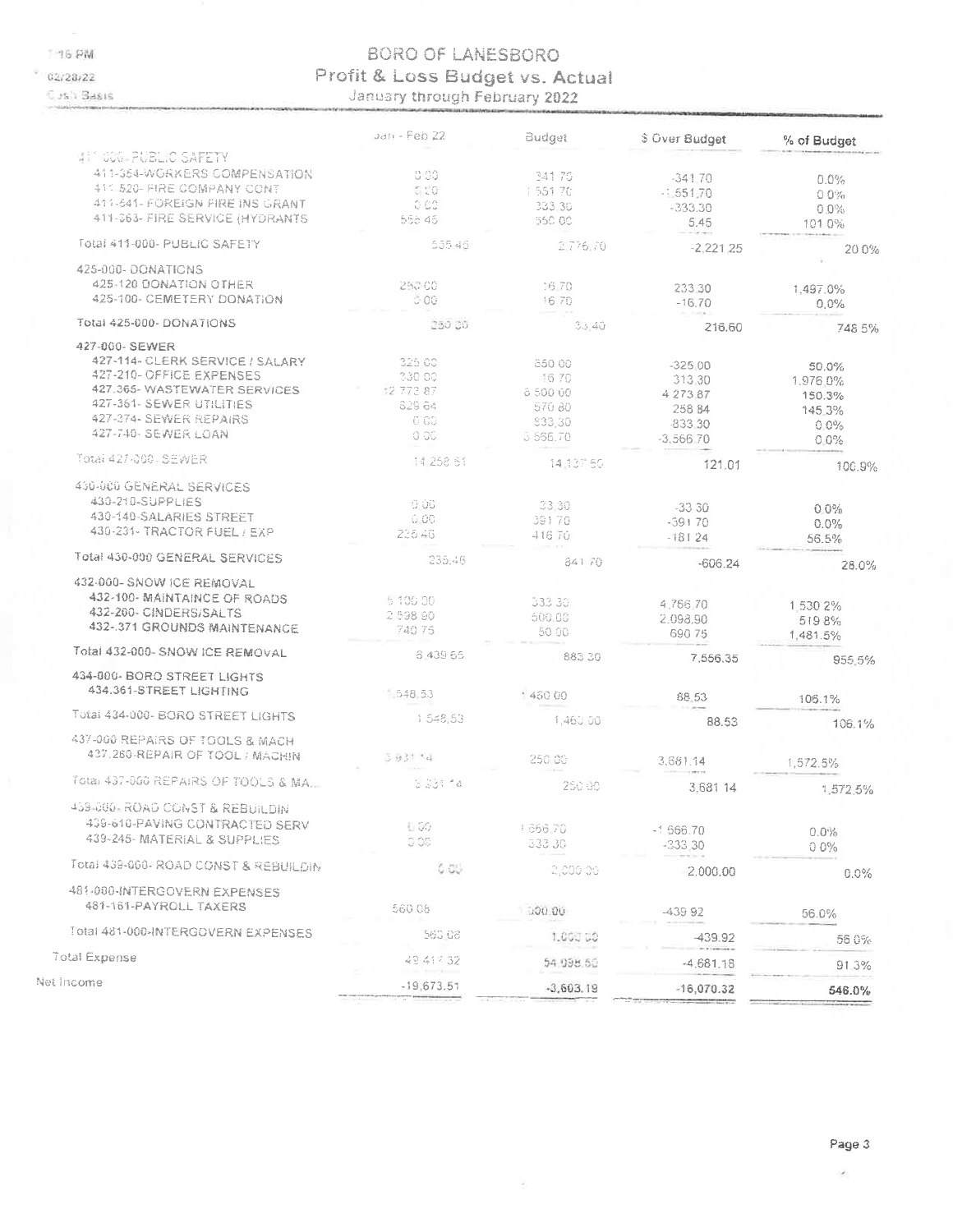# BORO OF LANESBORO

## Profit & Loss Budget vs. Actual

### January through February 2022

7:16 PM
02/28/22
Cash Basis

| | Jan - Feb 22 | Budget | $ Over Budget | % of Budget |
|---|---|---|---|---|
| 411-000- PUBLIC SAFETY | | | | |
| 411-354-WORKERS COMPENSATION | 0.00 | 341.70 | -341.70 | 0.0% |
| 411-520- FIRE COMPANY CONT | 0.00 | 1,551.70 | -1,551.70 | 0.0% |
| 411-541- FOREIGN FIRE INS GRANT | 0.00 | 333.30 | -333.30 | 0.0% |
| 411-363- FIRE SERVICE (HYDRANTS | 555.45 | 550.00 | 5.45 | 101.0% |
| Total 411-000- PUBLIC SAFETY | 555.45 | 2,776.70 | -2,221.25 | 20.0% |
| 425-000- DONATIONS | | | | |
| 425-120 DONATION OTHER | 250.00 | 16.70 | 233.30 | 1,497.0% |
| 425-100- CEMETERY DONATION | 0.00 | 16.70 | -16.70 | 0.0% |
| Total 425-000- DONATIONS | 250.00 | 33.40 | 216.60 | 748.5% |
| 427-000- SEWER | | | | |
| 427-114- CLERK SERVICE / SALARY | 325.00 | 650.00 | -325.00 | 50.0% |
| 427-210- OFFICE EXPENSES | 330.00 | 16.70 | 313.30 | 1,976.0% |
| 427.365- WASTEWATER SERVICES | 12,773.87 | 8,500.00 | 4,273.87 | 150.3% |
| 427-361- SEWER UTILITIES | 829.64 | 570.80 | 258.84 | 145.3% |
| 427-374- SEWER REPAIRS | 0.00 | 833.30 | -833.30 | 0.0% |
| 427-740- SEWER LOAN | 0.00 | 3,566.70 | -3,566.70 | 0.0% |
| Total 427-000- SEWER | 14,258.51 | 14,137.50 | 121.01 | 100.9% |
| 430-000 GENERAL SERVICES | | | | |
| 430-210-SUPPLIES | 0.00 | 33.30 | -33.30 | 0.0% |
| 430-140-SALARIES STREET | 0.00 | 391.70 | -391.70 | 0.0% |
| 430-231- TRACTOR FUEL / EXP | 235.46 | 416.70 | -181.24 | 56.5% |
| Total 430-000 GENERAL SERVICES | 235.46 | 841.70 | -606.24 | 28.0% |
| 432-000- SNOW ICE REMOVAL | | | | |
| 432-100- MAINTAINCE OF ROADS | 5,100.00 | 333.30 | 4,766.70 | 1,530.2% |
| 432-200- CINDERS/SALTS | 2,598.90 | 500.00 | 2,098.90 | 519.8% |
| 432-.371 GROUNDS MAINTENANCE | 740.75 | 50.00 | 690.75 | 1,481.5% |
| Total 432-000- SNOW ICE REMOVAL | 8,439.65 | 883.30 | 7,556.35 | 955.5% |
| 434-000- BORO STREET LIGHTS | | | | |
| 434.361-STREET LIGHTING | 1,548.53 | 1,460.00 | 88.53 | 106.1% |
| Total 434-000- BORO STREET LIGHTS | 1,548.53 | 1,460.00 | 88.53 | 106.1% |
| 437-000 REPAIRS OF TOOLS & MACH | | | | |
| 437.260-REPAIR OF TOOL / MACHIN | 3,931.14 | 250.00 | 3,681.14 | 1,572.5% |
| Total 437-000 REPAIRS OF TOOLS & MA... | 3,931.14 | 250.00 | 3,681.14 | 1,572.5% |
| 439-000- ROAD CONST & REBUILDIN | | | | |
| 439-610-PAVING CONTRACTED SERV | 0.00 | 1,666.70 | -1,666.70 | 0.0% |
| 439-245- MATERIAL & SUPPLIES | 0.00 | 333.30 | -333.30 | 0.0% |
| Total 439-000- ROAD CONST & REBUILDIN | 0.00 | 2,000.00 | -2,000.00 | 0.0% |
| 481-000-INTERGOVERN EXPENSES | | | | |
| 481-161-PAYROLL TAXERS | 560.08 | 1,000.00 | -439.92 | 56.0% |
| Total 481-000-INTERGOVERN EXPENSES | 560.08 | 1,000.00 | -439.92 | 56.0% |
| Total Expense | 49,417.32 | 54,098.50 | -4,681.18 | 91.3% |
| Net Income | -19,673.51 | -3,603.19 | -16,070.32 | 546.0% |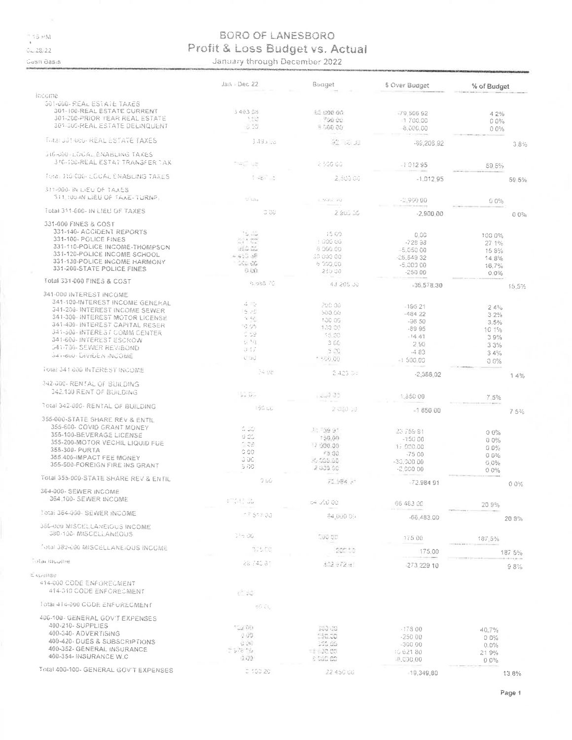# BORO OF LANESBORO

## Profit & Loss Budget vs. Actual

January through December 2022

Cash Basis

| | Jan - Dec 22 | Budget | $ Over Budget | % of Budget |
|---|---|---|---|---|
| **Income** | | | | |
| 301-000- REAL ESTATE TAXES | | | | |
| 301-100-REAL ESTATE CURRENT | 3,493.08 | 82,000.00 | -78,506.92 | 4.2% |
| 301-200-PRIOR YEAR REAL ESTATE | 0.00 | 1,700.00 | -1,700.00 | 0.0% |
| 301-300-REAL ESTATE DELINQUENT | 0.00 | 8,000.00 | -8,000.00 | 0.0% |
| Total 301-000- REAL ESTATE TAXES | 3,493.08 | 92,700.00 | -89,206.92 | 3.8% |
| 310-000- LOCAL ENABLING TAXES | | | | |
| 310-100-REAL ESTAT TRANSFER TAX | 1,487.05 | 2,500.00 | -1,012.95 | 59.5% |
| Total 310-000- LOCAL ENABLING TAXES | 1,487.05 | 2,500.00 | -1,012.95 | 59.5% |
| 311-000- IN LIEU OF TAXES | | | | |
| 311.100-IN LIEU OF TAXE-TURNP. | 0.00 | 2,900.00 | -2,900.00 | 0.0% |
| Total 311-000- IN LIEU OF TAXES | 0.00 | 2,900.00 | -2,900.00 | 0.0% |
| 331-000 FINES & COST | | | | |
| 331-140- ACCIDENT REPORTS | 15.00 | 15.00 | 0.00 | 100.0% |
| 331-100- POLICE FINES | 271.02 | 1,000.00 | -728.98 | 27.1% |
| 331-110-POLICE INCOME-THOMPSON | 950.00 | 6,000.00 | -5,050.00 | 15.8% |
| 331-120-POLICE INCOME SCHOOL | 4,450.68 | 30,000.00 | -25,549.32 | 14.8% |
| 331-130-POLICE INCOME HARMONY | 1,000.00 | 6,000.00 | -5,000.00 | 16.7% |
| 331-200-STATE POLICE FINES | 0.00 | 250.00 | -250.00 | 0.0% |
| Total 331-000 FINES & COST | 6,686.70 | 43,265.00 | -36,578.30 | 15.5% |
| 341-000 INTEREST INCOME | | | | |
| 341-100-INTEREST INCOME GENERAL | 4.79 | 200.00 | -195.21 | 2.4% |
| 341-200- INTEREST INCOME SEWER | 15.78 | 500.00 | -484.22 | 3.2% |
| 341-300- INTEREST MOTOR LICENSE | 3.50 | 100.00 | -96.50 | 3.5% |
| 341-400- INTEREST CAPITAL RESER | 10.05 | 100.00 | -89.95 | 10.1% |
| 341-500- INTEREST COMM CENTER | 0.59 | 15.00 | -14.41 | 3.9% |
| 341-600- INTEREST ESCROW | 0.10 | 3.00 | -2.90 | 3.3% |
| 341-700- SEWER REV/BOND | 0.17 | 5.00 | -4.83 | 3.4% |
| 341-800- DIVIDEN INCOME | 0.00 | 1,500.00 | -1,500.00 | 0.0% |
| Total 341-000 INTEREST INCOME | 34.98 | 2,423.00 | -2,388.02 | 1.4% |
| 342-000- RENTAL OF BUILDING | | | | |
| 342.100 RENT OF BUILDING | 150.00 | 2,000.00 | -1,850.00 | 7.5% |
| Total 342-000- RENTAL OF BUILDING | 150.00 | 2,000.00 | -1,850.00 | 7.5% |
| 355-000-STATE SHARE REV & ENTIL | | | | |
| 355-600- COVID GRANT MONEY | 0.00 | 23,759.91 | -23,759.91 | 0.0% |
| 355-100-BEVERAGE LICENSE | 0.00 | 150.00 | -150.00 | 0.0% |
| 355-200-MOTOR VECHIL LIQUID FUE | 0.00 | 17,000.00 | -17,000.00 | 0.0% |
| 355-300- PURTA | 0.00 | 75.00 | -75.00 | 0.0% |
| 355.400-IMPACT FEE MONEY | 0.00 | 30,000.00 | -30,000.00 | 0.0% |
| 355-500-FOREIGN FIRE INS GRANT | 0.00 | 2,000.00 | -2,000.00 | 0.0% |
| Total 355-000-STATE SHARE REV & ENTIL | 0.00 | 72,984.91 | -72,984.91 | 0.0% |
| 364-000- SEWER INCOME | | | | |
| 364.100- SEWER INCOME | 17,517.00 | 84,000.00 | -66,483.00 | 20.9% |
| Total 364-000- SEWER INCOME | 17,517.00 | 84,000.00 | -66,483.00 | 20.9% |
| 380-000 MISCELLANEOUS INCOME | | | | |
| 380-100- MISCELLANEOUS | 375.00 | 200.00 | 175.00 | 187.5% |
| Total 380-000 MISCELLANEOUS INCOME | 375.00 | 200.00 | 175.00 | 187.5% |
| **Total Income** | 29,743.81 | 302,972.91 | -273,229.10 | 9.8% |
| **Expense** | | | | |
| 414-000 CODE ENFORECMENT | | | | |
| 414-310 CODE ENFORECMENT | 65.00 | | | |
| Total 414-000 CODE ENFORECMENT | 65.00 | | | |
| 400-100- GENERAL GOV'T EXPENSES | | | | |
| 400-210- SUPPLIES | 122.00 | 300.00 | -178.00 | 40.7% |
| 400-340- ADVERTISING | 0.00 | 250.00 | -250.00 | 0.0% |
| 400-420- DUES & SUBSCRIPTIONS | 0.00 | 300.00 | -300.00 | 0.0% |
| 400-352- GENERAL INSURANCE | 2,978.20 | 13,600.00 | -10,621.80 | 21.9% |
| 400-354- INSURANCE W.C | 0.00 | 8,000.00 | -8,000.00 | 0.0% |
| Total 400-100- GENERAL GOV'T EXPENSES | 3,100.20 | 22,450.00 | -19,349.80 | 13.8% |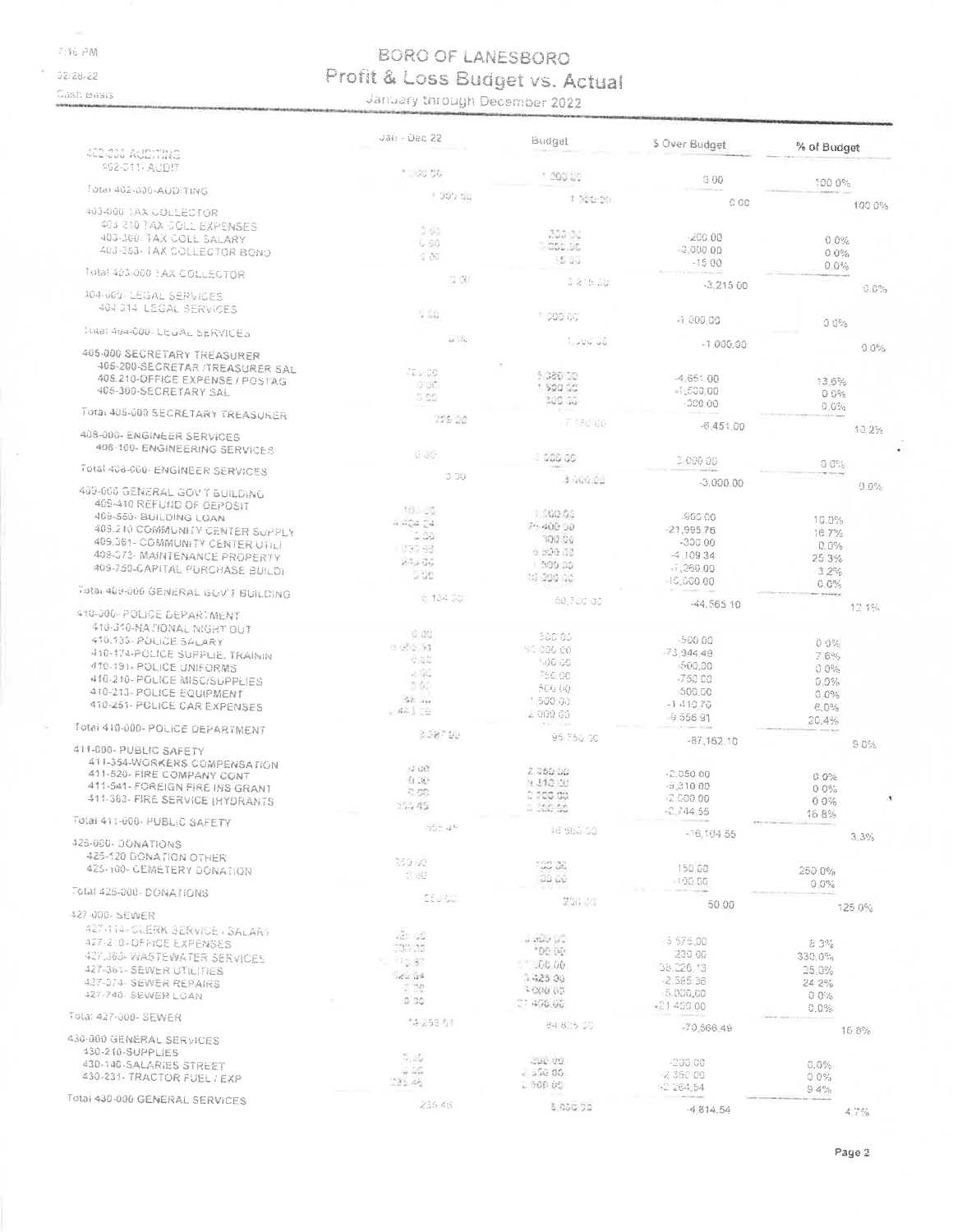# BORO OF LANESBORO

## Profit & Loss Budget vs. Actual

### January through December 2022

| | Jan - Dec 22 | Budget | $ Over Budget | % of Budget |
|---|---|---|---|---|
| 402-000 AUDITING | | | | |
| 402-011- AUDIT | 1,000.00 | 1,000.00 | 0.00 | 100.0% |
| Total 402-000-AUDITING | 1,000.00 | 1,000.00 | 0.00 | 100.0% |
| 403-000 TAX COLLECTOR | | | | |
| 403-210 TAX COLL EXPENSES | 0.00 | 200.00 | -200.00 | 0.0% |
| 403-300- TAX COLL SALARY | 0.00 | 3,000.00 | -3,000.00 | 0.0% |
| 403-353- TAX COLLECTOR BOND | 0.00 | 15.00 | -15.00 | 0.0% |
| Total 403-000 TAX COLLECTOR | 0.00 | 3,215.00 | -3,215.00 | 0.0% |
| 404-000- LEGAL SERVICES | | | | |
| 404-014- LEGAL SERVICES | 0.00 | 1,000.00 | -1,000.00 | 0.0% |
| Total 404-000- LEGAL SERVICES | 0.00 | 1,000.00 | -1,000.00 | 0.0% |
| 405-000 SECRETARY TREASURER | | | | |
| 405-200-SECRETAR /TREASURER SAL | 729.00 | 5,380.00 | -4,651.00 | 13.6% |
| 405.210-OFFICE EXPENSE / POSTAG | 0.00 | 1,500.00 | -1,500.00 | 0.0% |
| 405-300-SECRETARY SAL | 0.00 | 300.00 | -300.00 | 0.0% |
| Total 405-000 SECRETARY TREASURER | 729.00 | 7,180.00 | -6,451.00 | 10.2% |
| 408-000- ENGINEER SERVICES | | | | |
| 408-100- ENGINEERING SERVICES | 0.00 | 3,000.00 | -3,000.00 | 0.0% |
| Total 408-000- ENGINEER SERVICES | 0.00 | 3,000.00 | -3,000.00 | 0.0% |
| 409-000 GENERAL GOV'T BUILDING | | | | |
| 409-410 REFUND OF DEPOSIT | 100.00 | 1,000.00 | -900.00 | 10.0% |
| 409-550- BUILDING LOAN | 4,404.24 | 26,400.00 | -21,995.76 | 16.7% |
| 409.210 COMMUNITY CENTER SUPPLY | 0.00 | 300.00 | -300.00 | 0.0% |
| 409.361- COMMUNITY CENTER UTILI | 1,390.66 | 5,500.00 | -4,109.34 | 25.3% |
| 409-373- MAINTENANCE PROPERTY | 240.00 | 7,500.00 | -7,260.00 | 3.2% |
| 409-760-CAPITAL PURCHASE BUILDI | 0.00 | 10,000.00 | -10,000.00 | 0.0% |
| Total 409-000 GENERAL GOV'T BUILDING | 6,134.90 | 50,700.00 | -44,565.10 | 12.1% |
| 410-000- POLICE DEPARTMENT | | | | |
| 410-310-NATIONAL NIGHT OUT | 0.00 | 500.00 | -500.00 | 0.0% |
| 410.135- POLICE SALARY | 6,055.51 | 80,000.00 | -73,944.49 | 7.6% |
| 410-174-POLICE SUPPLIE, TRAININ | 0.00 | 500.00 | -500.00 | 0.0% |
| 410-191- POLICE UNIFORMS | 0.00 | 750.00 | -750.00 | 0.0% |
| 410-210- POLICE MISC/SUPPLIES | 0.00 | 500.00 | -500.00 | 0.0% |
| 410-213- POLICE EQUIPMENT | 89.30 | 1,500.00 | -1,410.70 | 6.0% |
| 410-251- POLICE CAR EXPENSES | 2,443.09 | 12,000.00 | -9,556.91 | 20.4% |
| Total 410-000- POLICE DEPARTMENT | 8,587.90 | 95,750.00 | -87,162.10 | 9.0% |
| 411-000- PUBLIC SAFETY | | | | |
| 411-354-WORKERS COMPENSATION | 0.00 | 2,050.00 | -2,050.00 | 0.0% |
| 411-520- FIRE COMPANY CONT | 0.00 | 9,310.00 | -9,310.00 | 0.0% |
| 411-541- FOREIGN FIRE INS GRANT | 0.00 | 2,000.00 | -2,000.00 | 0.0% |
| 411-363- FIRE SERVICE (HYDRANTS | 555.45 | 3,300.00 | -2,744.55 | 16.8% |
| Total 411-000- PUBLIC SAFETY | 555.45 | 16,660.00 | -16,104.55 | 3.3% |
| 425-000- DONATIONS | | | | |
| 425-120 DONATION OTHER | 250.00 | 100.00 | 150.00 | 250.0% |
| 425-100- CEMETERY DONATION | 0.00 | 100.00 | -100.00 | 0.0% |
| Total 425-000- DONATIONS | 250.00 | 200.00 | 50.00 | 125.0% |
| 427-000- SEWER | | | | |
| 427-114- CLERK SERVICE / SALARY | 125.00 | 3,900.00 | -3,775.00 | 3.2% |
| 427-210- OFFICE EXPENSES | 330.00 | 100.00 | 230.00 | 330.0% |
| 427-365- WASTEWATER SERVICES | 12,973.87 | 51,000.00 | -38,026.13 | 25.4% |
| 427-361- SEWER UTILITIES | 829.64 | 3,425.00 | -2,595.36 | 24.2% |
| 427-374- SEWER REPAIRS | 0.00 | 5,000.00 | -5,000.00 | 0.0% |
| 427-740- SEWER LOAN | 0.00 | 21,400.00 | -21,400.00 | 0.0% |
| Total 427-000- SEWER | 14,258.51 | 84,825.00 | -70,566.49 | 16.8% |
| 430-000 GENERAL SERVICES | | | | |
| 430-210-SUPPLIES | 0.00 | 200.00 | -200.00 | 0.0% |
| 430-140-SALARIES STREET | 0.00 | 2,350.00 | -2,350.00 | 0.0% |
| 430-231- TRACTOR FUEL / EXP | 235.46 | 2,500.00 | -2,264.54 | 9.4% |
| Total 430-000 GENERAL SERVICES | 235.46 | 5,050.00 | -4,814.54 | 4.7% |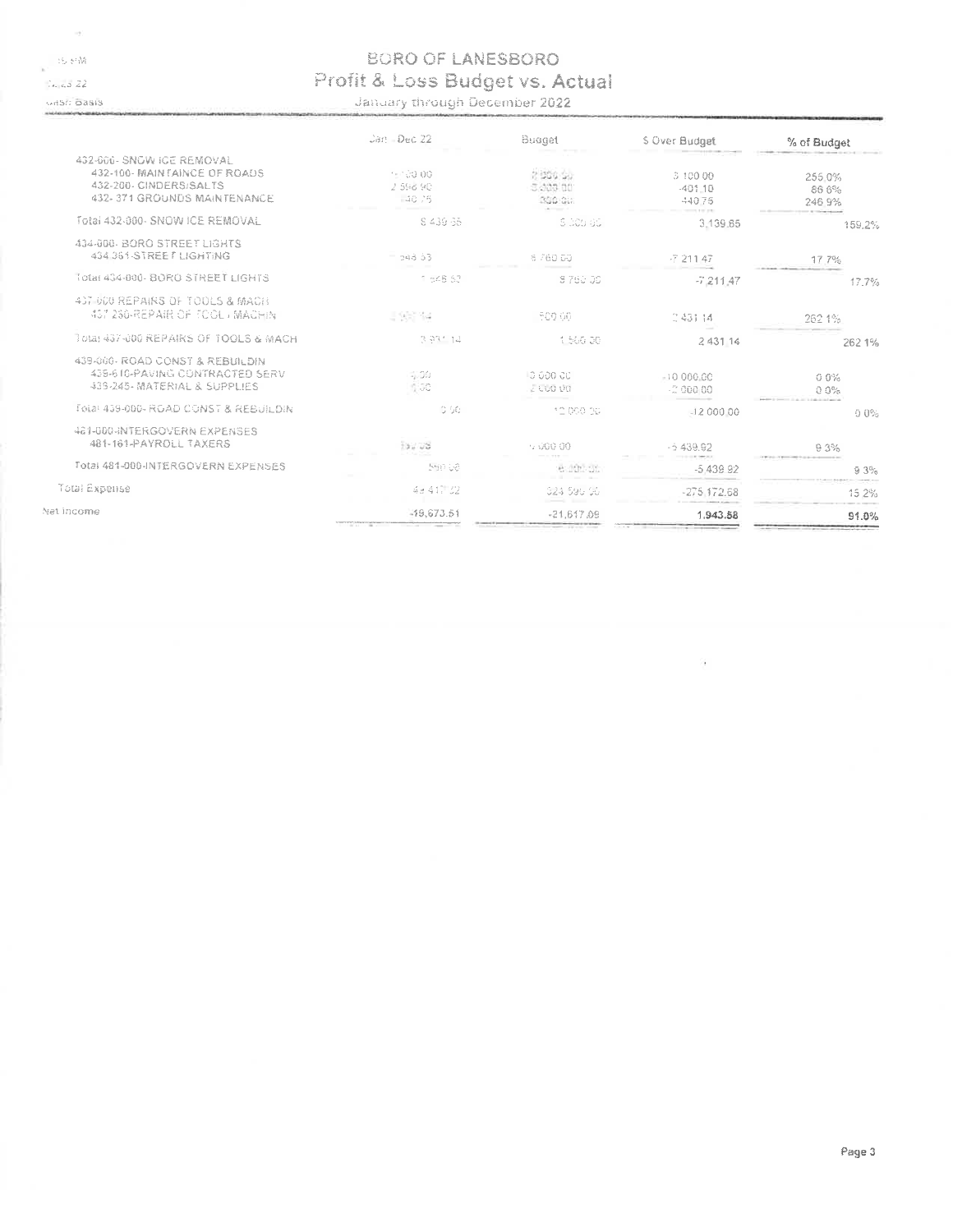# BORO OF LANESBORO

## Profit & Loss Budget vs. Actual

January through December 2022

| | Jan - Dec 22 | Budget | $ Over Budget | % of Budget |
|---|---|---|---|---|
| 432-000- SNOW ICE REMOVAL | | | | |
| 432-100- MAINTAINCE OF ROADS | 5,100.00 | 2,000.00 | 3,100.00 | 255.0% |
| 432-200- CINDERS/SALTS | 2,598.90 | 3,000.00 | -401.10 | 86.6% |
| 432- 371 GROUNDS MAINTENANCE | 740.75 | 300.00 | 440.75 | 246.9% |
| Total 432-000- SNOW ICE REMOVAL | 8,439.65 | 5,300.00 | 3,139.65 | 159.2% |
| 434-000- BORO STREET LIGHTS | | | | |
| 434.361-STREET LIGHTING | 1,548.53 | 8,760.00 | -7,211.47 | 17.7% |
| Total 434-000- BORO STREET LIGHTS | 1,548.53 | 8,760.00 | -7,211.47 | 17.7% |
| 437-000 REPAIRS OF TOOLS & MACH | | | | |
| 437.250-REPAIR OF TOOL / MACHIN | 3,931.14 | 1,500.00 | 2,431.14 | 262.1% |
| Total 437-000 REPAIRS OF TOOLS & MACH | 3,931.14 | 1,500.00 | 2,431.14 | 262.1% |
| 439-000- ROAD CONST & REBUILDIN | | | | |
| 439-610-PAVING CONTRACTED SERV | 0.00 | 10,000.00 | -10,000.00 | 0.0% |
| 439-245- MATERIAL & SUPPLIES | 0.00 | 2,000.00 | -2,000.00 | 0.0% |
| Total 439-000- ROAD CONST & REBUILDIN | 0.00 | 12,000.00 | -12,000.00 | 0.0% |
| 481-000-INTERGOVERN EXPENSES | | | | |
| 481-161-PAYROLL TAXERS | 560.08 | 6,000.00 | -5,439.92 | 9.3% |
| Total 481-000-INTERGOVERN EXPENSES | 560.08 | 6,000.00 | -5,439.92 | 9.3% |
| Total Expense | 49,417.32 | 324,590.00 | -275,172.68 | 15.2% |
| Net Income | -19,673.51 | -21,617.09 | 1,943.58 | 91.0% |